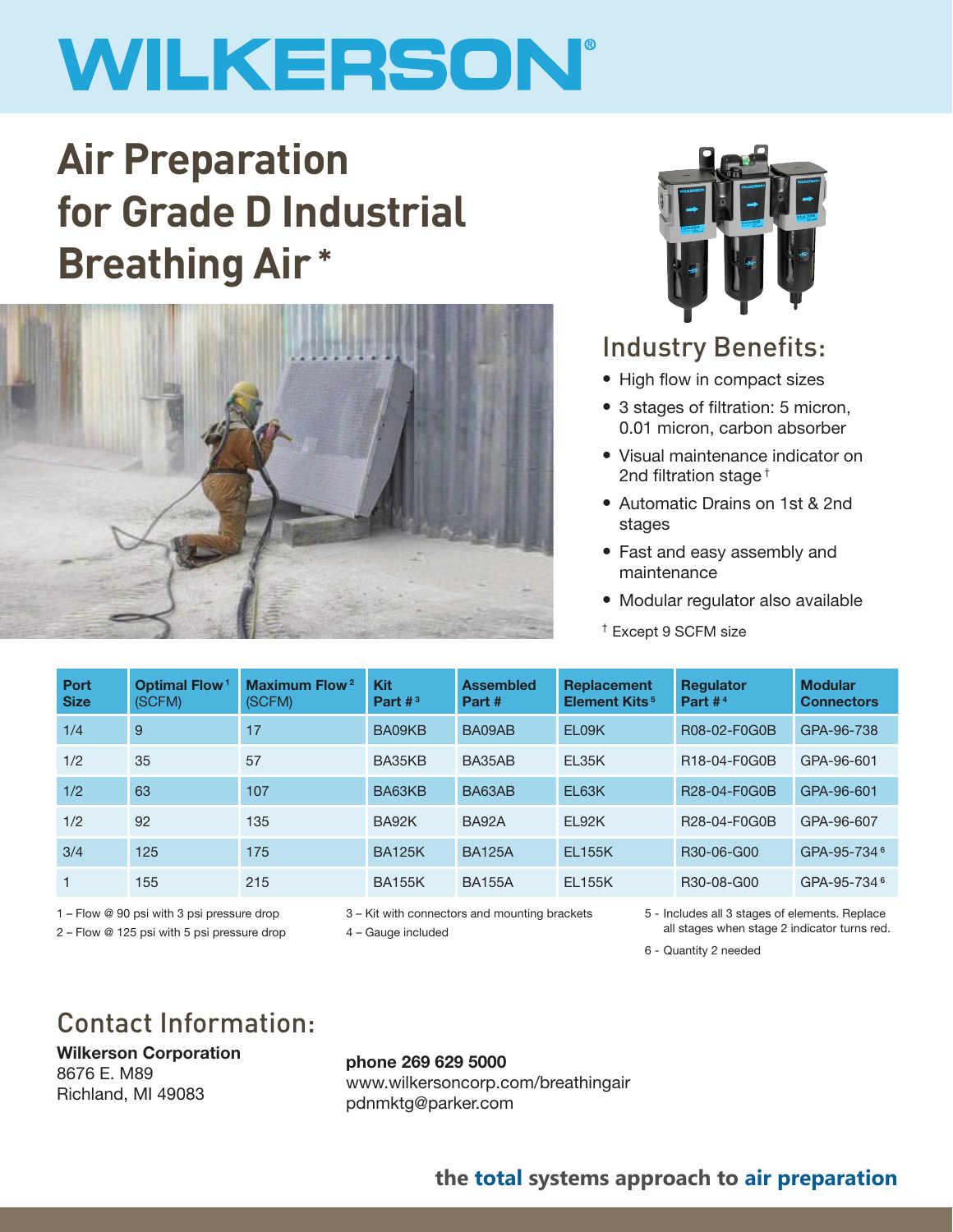# WILKERSON®

# Air Preparation for Grade D Industrial Breathing Air *

## Industry Benefits:

- High flow in compact sizes
- 3 stages of filtration: 5 micron, 0.01 micron, carbon absorber
- Visual maintenance indicator on 2nd filtration stage †
- Automatic Drains on 1st & 2nd stages
- Fast and easy assembly and maintenance
- Modular regulator also available

† Except 9 SCFM size

| Port Size | Optimal Flow [1] (SCFM) | Maximum Flow [2] (SCFM) | Kit Part # [3] | Assembled Part # | Replacement Element Kits [5] | Regulator Part # [4] | Modular Connectors |
|---|---|---|---|---|---|---|---|
| 1/4 | 9 | 17 | BA09KB | BA09AB | EL09K | R08-02-F0G0B | GPA-96-738 |
| 1/2 | 35 | 57 | BA35KB | BA35AB | EL35K | R18-04-F0G0B | GPA-96-601 |
| 1/2 | 63 | 107 | BA63KB | BA63AB | EL63K | R28-04-F0G0B | GPA-96-601 |
| 1/2 | 92 | 135 | BA92K | BA92A | EL92K | R28-04-F0G0B | GPA-96-607 |
| 3/4 | 125 | 175 | BA125K | BA125A | EL155K | R30-06-G00 | GPA-95-734 [6] |
| 1 | 155 | 215 | BA155K | BA155A | EL155K | R30-08-G00 | GPA-95-734 [6] |

1 – Flow @ 90 psi with 3 psi pressure drop
2 – Flow @ 125 psi with 5 psi pressure drop
3 – Kit with connectors and mounting brackets
4 – Gauge included
5 - Includes all 3 stages of elements. Replace all stages when stage 2 indicator turns red.
6 - Quantity 2 needed

## Contact Information:

**Wilkerson Corporation**
8676 E. M89
Richland, MI 49083

**phone 269 629 5000**
www.wilkersoncorp.com/breathingair
pdnmktg@parker.com

**the total systems approach to air preparation**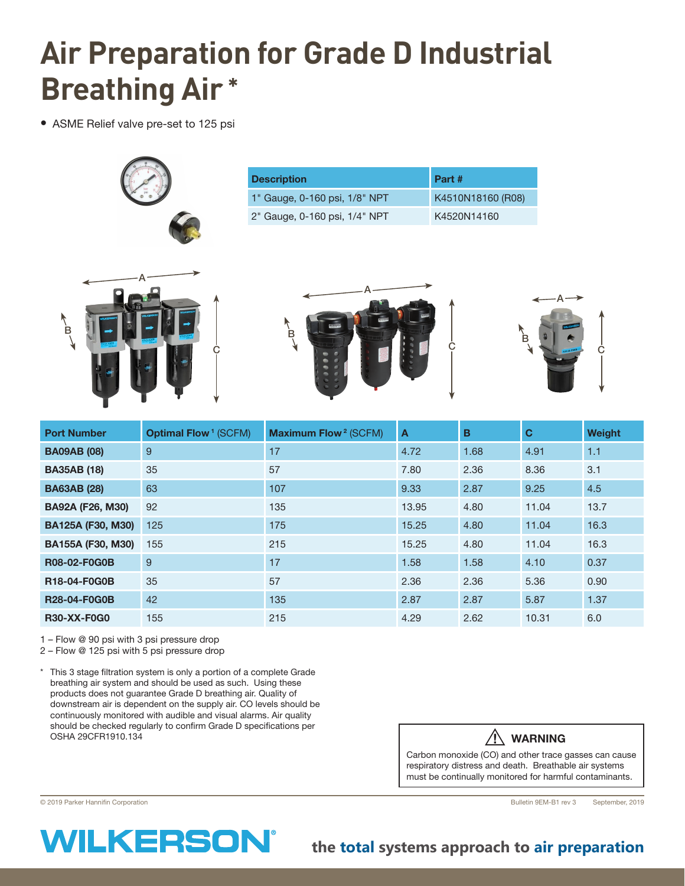# Air Preparation for Grade D Industrial Breathing Air *

- ASME Relief valve pre-set to 125 psi

| Description | Part # |
|---|---|
| 1" Gauge, 0-160 psi, 1/8" NPT | K4510N18160 (R08) |
| 2" Gauge, 0-160 psi, 1/4" NPT | K4520N14160 |

| Port Number | Optimal Flow [1] (SCFM) | Maximum Flow [2] (SCFM) | A | B | C | Weight |
|---|---|---|---|---|---|---|
| **BA09AB (08)** | 9 | 17 | 4.72 | 1.68 | 4.91 | 1.1 |
| **BA35AB (18)** | 35 | 57 | 7.80 | 2.36 | 8.36 | 3.1 |
| **BA63AB (28)** | 63 | 107 | 9.33 | 2.87 | 9.25 | 4.5 |
| **BA92A (F26, M30)** | 92 | 135 | 13.95 | 4.80 | 11.04 | 13.7 |
| **BA125A (F30, M30)** | 125 | 175 | 15.25 | 4.80 | 11.04 | 16.3 |
| **BA155A (F30, M30)** | 155 | 215 | 15.25 | 4.80 | 11.04 | 16.3 |
| **R08-02-F0G0B** | 9 | 17 | 1.58 | 1.58 | 4.10 | 0.37 |
| **R18-04-F0G0B** | 35 | 57 | 2.36 | 2.36 | 5.36 | 0.90 |
| **R28-04-F0G0B** | 42 | 135 | 2.87 | 2.87 | 5.87 | 1.37 |
| **R30-XX-F0G0** | 155 | 215 | 4.29 | 2.62 | 10.31 | 6.0 |

1 – Flow @ 90 psi with 3 psi pressure drop
2 – Flow @ 125 psi with 5 psi pressure drop

* This 3 stage filtration system is only a portion of a complete Grade breathing air system and should be used as such. Using these products does not guarantee Grade D breathing air. Quality of downstream air is dependent on the supply air. CO levels should be continuously monitored with audible and visual alarms. Air quality should be checked regularly to confirm Grade D specifications per OSHA 29CFR1910.134

**WARNING**

Carbon monoxide (CO) and other trace gasses can cause respiratory distress and death. Breathable air systems must be continually monitored for harmful contaminants.

© 2019 Parker Hannifin Corporation

Bulletin 9EM-B1 rev 3 September, 2019

WILKERSON® **the total systems approach to air preparation**